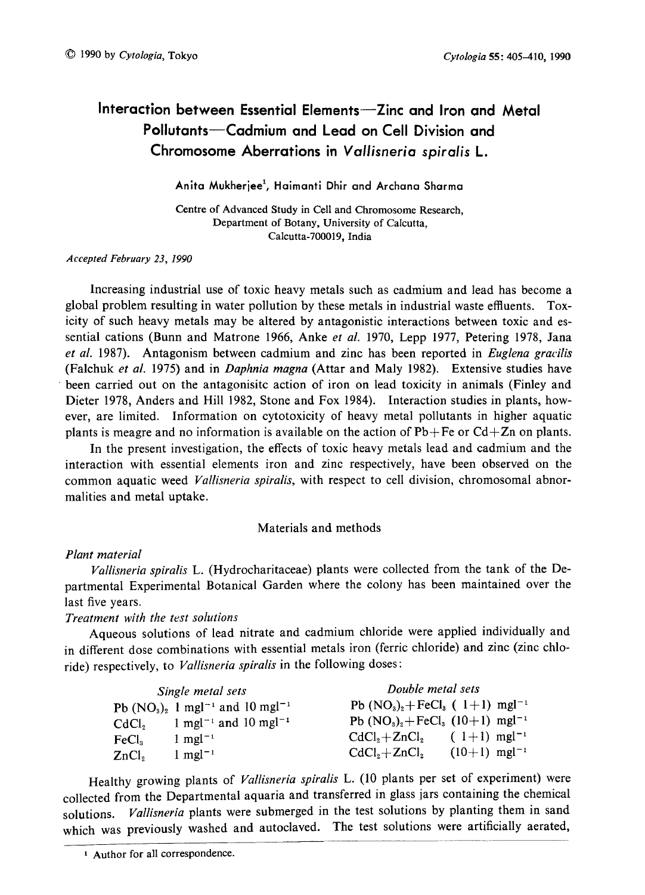# Interaction between Essential Elements—Zinc and Iron and Metal Pollutants—Cadmium and Lead on Cell Division and Chromosome Aberrations in *Vallisneria spiralis* L.

Anita Mukherjee[1], Haimanti Dhir and Archana Sharma

Centre of Advanced Study in Cell and Chromosome Research, Department of Botany, University of Calcutta, Calcutta-700019, India

*Accepted February 23, 1990*

Increasing industrial use of toxic heavy metals such as cadmium and lead has become a global problem resulting in water pollution by these metals in industrial waste effluents. Toxicity of such heavy metals may be altered by antagonistic interactions between toxic and essential cations (Bunn and Matrone 1966, Anke *et al.* 1970, Lepp 1977, Petering 1978, Jana *et al.* 1987). Antagonism between cadmium and zinc has been reported in *Euglena gracilis* (Falchuk *et al.* 1975) and in *Daphnia magna* (Attar and Maly 1982). Extensive studies have been carried out on the antagonisitc action of iron on lead toxicity in animals (Finley and Dieter 1978, Anders and Hill 1982, Stone and Fox 1984). Interaction studies in plants, however, are limited. Information on cytotoxicity of heavy metal pollutants in higher aquatic plants is meagre and no information is available on the action of Pb+Fe or Cd+Zn on plants.

In the present investigation, the effects of toxic heavy metals lead and cadmium and the interaction with essential elements iron and zinc respectively, have been observed on the common aquatic weed *Vallisneria spiralis*, with respect to cell division, chromosomal abnormalities and metal uptake.

## Materials and methods

### *Plant material*

*Vallisneria spiralis* L. (Hydrocharitaceae) plants were collected from the tank of the Departmental Experimental Botanical Garden where the colony has been maintained over the last five years.

### *Treatment with the test solutions*

Aqueous solutions of lead nitrate and cadmium chloride were applied individually and in different dose combinations with essential metals iron (ferric chloride) and zinc (zinc chloride) respectively, to *Vallisneria spiralis* in the following doses:

| *Single metal sets* | | *Double metal sets* | |
|---|---|---|---|
| $Pb(NO_3)_2$ | 1 $mgl^{-1}$ and 10 $mgl^{-1}$ | $Pb(NO_3)_2+FeCl_3$ | (1+1) $mgl^{-1}$ |
| $CdCl_2$ | 1 $mgl^{-1}$ and 10 $mgl^{-1}$ | $Pb(NO_3)_2+FeCl_3$ | (10+1) $mgl^{-1}$ |
| $FeCl_3$ | 1 $mgl^{-1}$ | $CdCl_2+ZnCl_2$ | (1+1) $mgl^{-1}$ |
| $ZnCl_2$ | 1 $mgl^{-1}$ | $CdCl_2+ZnCl_2$ | (10+1) $mgl^{-1}$ |

Healthy growing plants of *Vallisneria spiralis* L. (10 plants per set of experiment) were collected from the Departmental aquaria and transferred in glass jars containing the chemical solutions. *Vallisneria* plants were submerged in the test solutions by planting them in sand which was previously washed and autoclaved. The test solutions were artificially aerated,

[1] Author for all correspondence.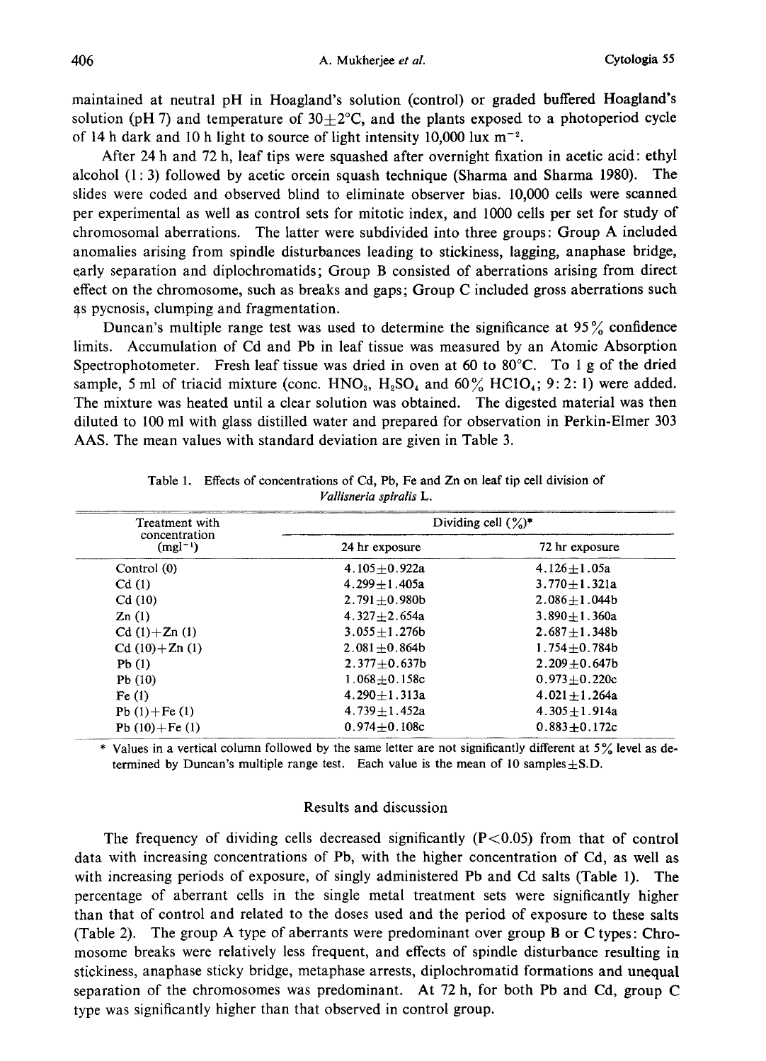maintained at neutral pH in Hoagland's solution (control) or graded buffered Hoagland's solution (pH 7) and temperature of $30 \pm 2$°C, and the plants exposed to a photoperiod cycle of 14 h dark and 10 h light to source of light intensity 10,000 lux $m^{-2}$.

After 24 h and 72 h, leaf tips were squashed after overnight fixation in acetic acid: ethyl alcohol (1:3) followed by acetic orcein squash technique (Sharma and Sharma 1980). The slides were coded and observed blind to eliminate observer bias. 10,000 cells were scanned per experimental as well as control sets for mitotic index, and 1000 cells per set for study of chromosomal aberrations. The latter were subdivided into three groups: Group A included anomalies arising from spindle disturbances leading to stickiness, lagging, anaphase bridge, early separation and diplochromatids; Group B consisted of aberrations arising from direct effect on the chromosome, such as breaks and gaps; Group C included gross aberrations such as pycnosis, clumping and fragmentation.

Duncan's multiple range test was used to determine the significance at 95% confidence limits. Accumulation of Cd and Pb in leaf tissue was measured by an Atomic Absorption Spectrophotometer. Fresh leaf tissue was dried in oven at 60 to 80°C. To 1 g of the dried sample, 5 ml of triacid mixture (conc. $HNO_3$, $H_2SO_4$ and 60% $HClO_4$; 9:2:1) were added. The mixture was heated until a clear solution was obtained. The digested material was then diluted to 100 ml with glass distilled water and prepared for observation in Perkin-Elmer 303 AAS. The mean values with standard deviation are given in Table 3.

Table 1. Effects of concentrations of Cd, Pb, Fe and Zn on leaf tip cell division of *Vallisneria spiralis* L.

| Treatment with concentration ($mgl^{-1}$) | Dividing cell (%)* | |
|---|---|---|
| | 24 hr exposure | 72 hr exposure |
| Control (0) | 4.105±0.922a | 4.126±1.05a |
| Cd (1) | 4.299±1.405a | 3.770±1.321a |
| Cd (10) | 2.791±0.980b | 2.086±1.044b |
| Zn (1) | 4.327±2.654a | 3.890±1.360a |
| Cd (1)+Zn (1) | 3.055±1.276b | 2.687±1.348b |
| Cd (10)+Zn (1) | 2.081±0.864b | 1.754±0.784b |
| Pb (1) | 2.377±0.637b | 2.209±0.647b |
| Pb (10) | 1.068±0.158c | 0.973±0.220c |
| Fe (1) | 4.290±1.313a | 4.021±1.264a |
| Pb (1)+Fe (1) | 4.739±1.452a | 4.305±1.914a |
| Pb (10)+Fe (1) | 0.974±0.108c | 0.883±0.172c |

\* Values in a vertical column followed by the same letter are not significantly different at 5% level as determined by Duncan's multiple range test. Each value is the mean of 10 samples±S.D.

## Results and discussion

The frequency of dividing cells decreased significantly ($P<0.05$) from that of control data with increasing concentrations of Pb, with the higher concentration of Cd, as well as with increasing periods of exposure, of singly administered Pb and Cd salts (Table 1). The percentage of aberrant cells in the single metal treatment sets were significantly higher than that of control and related to the doses used and the period of exposure to these salts (Table 2). The group A type of aberrants were predominant over group B or C types: Chromosome breaks were relatively less frequent, and effects of spindle disturbance resulting in stickiness, anaphase sticky bridge, metaphase arrests, diplochromatid formations and unequal separation of the chromosomes was predominant. At 72 h, for both Pb and Cd, group C type was significantly higher than that observed in control group.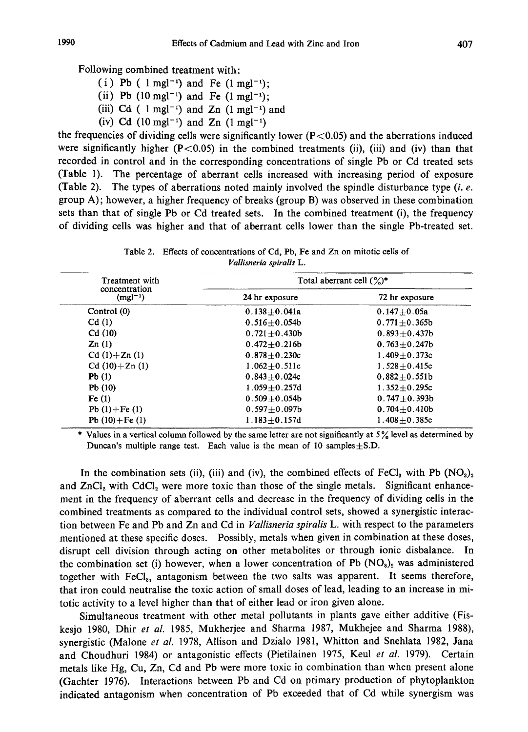Following combined treatment with:

(i) Pb ( 1 $mgl^{-1}$) and Fe (1 $mgl^{-1}$);
(ii) Pb (10 $mgl^{-1}$) and Fe (1 $mgl^{-1}$);
(iii) Cd ( 1 $mgl^{-1}$) and Zn (1 $mgl^{-1}$) and
(iv) Cd (10 $mgl^{-1}$) and Zn (1 $mgl^{-1}$)

the frequencies of dividing cells were significantly lower ($P<0.05$) and the aberrations induced were significantly higher ($P<0.05$) in the combined treatments (ii), (iii) and (iv) than that recorded in control and in the corresponding concentrations of single Pb or Cd treated sets (Table 1). The percentage of aberrant cells increased with increasing period of exposure (Table 2). The types of aberrations noted mainly involved the spindle disturbance type (*i. e.* group A); however, a higher frequency of breaks (group B) was observed in these combination sets than that of single Pb or Cd treated sets. In the combined treatment (i), the frequency of dividing cells was higher and that of aberrant cells lower than the single Pb-treated set.

Table 2. Effects of concentrations of Cd, Pb, Fe and Zn on mitotic cells of *Vallisneria spiralis* L.

| Treatment with concentration ($mgl^{-1}$) | Total aberrant cell (%)* | |
|---|---|---|
| | 24 hr exposure | 72 hr exposure |
| Control (0) | 0.138±0.041a | 0.147±0.05a |
| Cd (1) | 0.516±0.054b | 0.771±0.365b |
| Cd (10) | 0.721±0.430b | 0.893±0.437b |
| Zn (1) | 0.472±0.216b | 0.763±0.247b |
| Cd (1)+Zn (1) | 0.878±0.230c | 1.409±0.373c |
| Cd (10)+Zn (1) | 1.062±0.511c | 1.528±0.415c |
| Pb (1) | 0.843±0.024c | 0.882±0.551b |
| Pb (10) | 1.059±0.257d | 1.352±0.295c |
| Fe (1) | 0.509±0.054b | 0.747±0.393b |
| Pb (1)+Fe (1) | 0.597±0.097b | 0.704±0.410b |
| Pb (10)+Fe (1) | 1.183±0.157d | 1.408±0.385c |

\* Values in a vertical column followed by the same letter are not significantly at 5% level as determined by Duncan's multiple range test. Each value is the mean of 10 samples±S.D.

In the combination sets (ii), (iii) and (iv), the combined effects of $FeCl_3$ with $Pb(NO_3)_2$ and $ZnCl_2$ with $CdCl_2$ were more toxic than those of the single metals. Significant enhancement in the frequency of aberrant cells and decrease in the frequency of dividing cells in the combined treatments as compared to the individual control sets, showed a synergistic interaction between Fe and Pb and Zn and Cd in *Vallisneria spiralis* L. with respect to the parameters mentioned at these specific doses. Possibly, metals when given in combination at these doses, disrupt cell division through acting on other metabolites or through ionic disbalance. In the combination set (i) however, when a lower concentration of $Pb(NO_3)_2$ was administered together with $FeCl_3$, antagonism between the two salts was apparent. It seems therefore, that iron could neutralise the toxic action of small doses of lead, leading to an increase in mitotic activity to a level higher than that of either lead or iron given alone.

Simultaneous treatment with other metal pollutants in plants gave either additive (Fiskesjo 1980, Dhir *et al.* 1985, Mukherjee and Sharma 1987, Mukhejee and Sharma 1988), synergistic (Malone *et al.* 1978, Allison and Dzialo 1981, Whitton and Snehlata 1982, Jana and Choudhuri 1984) or antagonistic effects (Pietilainen 1975, Keul *et al.* 1979). Certain metals like Hg, Cu, Zn, Cd and Pb were more toxic in combination than when present alone (Gachter 1976). Interactions between Pb and Cd on primary production of phytoplankton indicated antagonism when concentration of Pb exceeded that of Cd while synergism was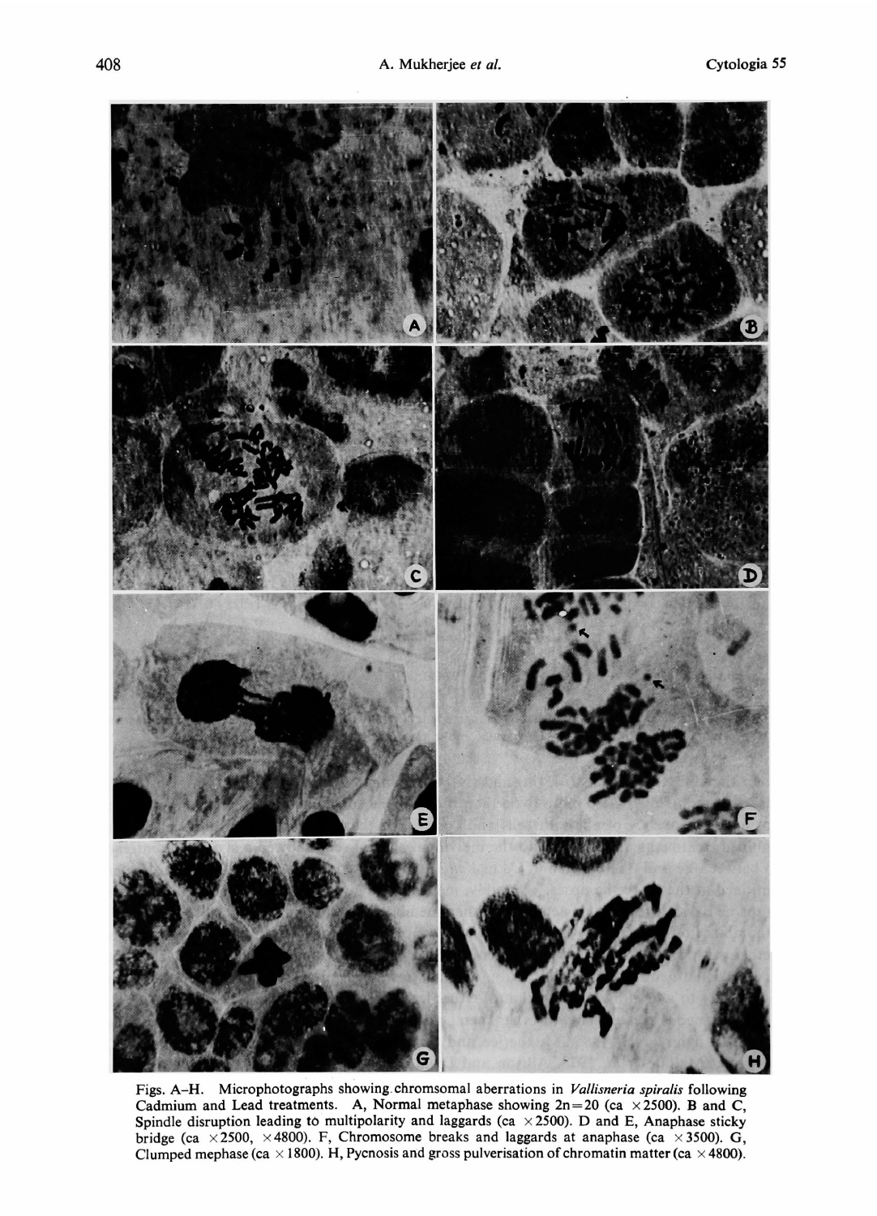Figs. A–H. Microphotographs showing chromsomal aberrations in *Vallisneria spiralis* following Cadmium and Lead treatments. A, Normal metaphase showing 2n=20 (ca ×2500). B and C, Spindle disruption leading to multipolarity and laggards (ca ×2500). D and E, Anaphase sticky bridge (ca ×2500, ×4800). F, Chromosome breaks and laggards at anaphase (ca ×3500). G, Clumped mephase (ca ×1800). H, Pycnosis and gross pulverisation of chromatin matter (ca ×4800).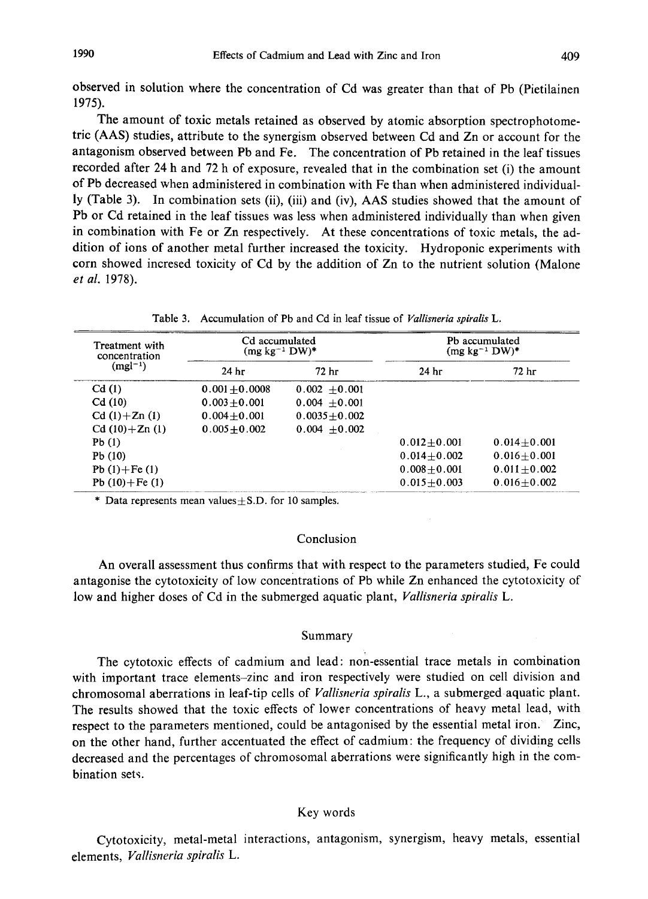observed in solution where the concentration of Cd was greater than that of Pb (Pietilainen 1975).

The amount of toxic metals retained as observed by atomic absorption spectrophotometric (AAS) studies, attribute to the synergism observed between Cd and Zn or account for the antagonism observed between Pb and Fe. The concentration of Pb retained in the leaf tissues recorded after 24 h and 72 h of exposure, revealed that in the combination set (i) the amount of Pb decreased when administered in combination with Fe than when administered individually (Table 3). In combination sets (ii), (iii) and (iv), AAS studies showed that the amount of Pb or Cd retained in the leaf tissues was less when administered individually than when given in combination with Fe or Zn respectively. At these concentrations of toxic metals, the addition of ions of another metal further increased the toxicity. Hydroponic experiments with corn showed incresed toxicity of Cd by the addition of Zn to the nutrient solution (Malone *et al.* 1978).

Table 3. Accumulation of Pb and Cd in leaf tissue of *Vallisneria spiralis* L.

| Treatment with concentration ($mgl^{-1}$) | Cd accumulated ($mg\ kg^{-1}$ DW)* | | Pb accumulated ($mg\ kg^{-1}$ DW)* | |
|---|---|---|---|---|
| | 24 hr | 72 hr | 24 hr | 72 hr |
| Cd (1) | 0.001±0.0008 | 0.002 ±0.001 | | |
| Cd (10) | 0.003±0.001 | 0.004 ±0.001 | | |
| Cd (1)+Zn (1) | 0.004±0.001 | 0.0035±0.002 | | |
| Cd (10)+Zn (1) | 0.005±0.002 | 0.004 ±0.002 | | |
| Pb (1) | | | 0.012±0.001 | 0.014±0.001 |
| Pb (10) | | | 0.014±0.002 | 0.016±0.001 |
| Pb (1)+Fe (1) | | | 0.008±0.001 | 0.011±0.002 |
| Pb (10)+Fe (1) | | | 0.015±0.003 | 0.016±0.002 |

\* Data represents mean values±S.D. for 10 samples.

## Conclusion

An overall assessment thus confirms that with respect to the parameters studied, Fe could antagonise the cytotoxicity of low concentrations of Pb while Zn enhanced the cytotoxicity of low and higher doses of Cd in the submerged aquatic plant, *Vallisneria spiralis* L.

## Summary

The cytotoxic effects of cadmium and lead: non-essential trace metals in combination with important trace elements–zinc and iron respectively were studied on cell division and chromosomal aberrations in leaf-tip cells of *Vallisneria spiralis* L., a submerged aquatic plant. The results showed that the toxic effects of lower concentrations of heavy metal lead, with respect to the parameters mentioned, could be antagonised by the essential metal iron. Zinc, on the other hand, further accentuated the effect of cadmium: the frequency of dividing cells decreased and the percentages of chromosomal aberrations were significantly high in the combination sets.

## Key words

Cytotoxicity, metal-metal interactions, antagonism, synergism, heavy metals, essential elements, *Vallisneria spiralis* L.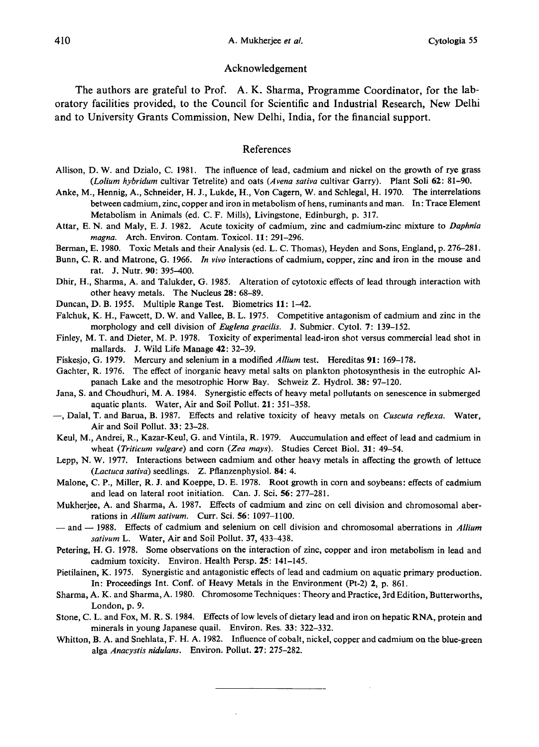## Acknowledgement

The authors are grateful to Prof. A. K. Sharma, Programme Coordinator, for the laboratory facilities provided, to the Council for Scientific and Industrial Research, New Delhi and to University Grants Commission, New Delhi, India, for the financial support.

## References

Allison, D. W. and Dzialo, C. 1981. The influence of lead, cadmium and nickel on the growth of rye grass (*Lolium hybridum* cultivar Tetrelite) and oats (*Avena sativa* cultivar Garry). Plant Soli **62**: 81–90.

Anke, M., Hennig, A., Schneider, H. J., Lukde, H., Von Cagern, W. and Schlegal, H. 1970. The interrelations between cadmium, zinc, copper and iron in metabolism of hens, ruminants and man. In: Trace Element Metabolism in Animals (ed. C. F. Mills), Livingstone, Edinburgh, p. 317.

Attar, E. N. and Maly, E. J. 1982. Acute toxicity of cadmium, zinc and cadmium-zinc mixture to *Daphnia magna*. Arch. Environ. Contam. Toxicol. **11**: 291–296.

Berman, E. 1980. Toxic Metals and their Analysis (ed. L. C. Thomas), Heyden and Sons, England, p. 276–281.

Bunn, C. R. and Matrone, G. 1966. *In vivo* interactions of cadmium, copper, zinc and iron in the mouse and rat. J. Nutr. **90**: 395–400.

Dhir, H., Sharma, A. and Talukder, G. 1985. Alteration of cytotoxic effects of lead through interaction with other heavy metals. The Nucleus **28**: 68–89.

Duncan, D. B. 1955. Multiple Range Test. Biometrics **11**: 1–42.

Falchuk, K. H., Fawcett, D. W. and Vallee, B. L. 1975. Competitive antagonism of cadmium and zinc in the morphology and cell division of *Euglena gracilis*. J. Submicr. Cytol. **7**: 139–152.

Finley, M. T. and Dieter, M. P. 1978. Toxicity of experimental lead-iron shot versus commercial lead shot in mallards. J. Wild Life Manage **42**: 32–39.

Fiskesjo, G. 1979. Mercury and selenium in a modified *Allium* test. Hereditas **91**: 169–178.

Gachter, R. 1976. The effect of inorganic heavy metal salts on plankton photosynthesis in the eutrophic Alpanach Lake and the mesotrophic Horw Bay. Schweiz Z. Hydrol. **38**: 97–120.

Jana, S. and Choudhuri, M. A. 1984. Synergistic effects of heavy metal pollutants on senescence in submerged aquatic plants. Water, Air and Soil Pollut. **21**: 351–358.

—, Dalal, T. and Barua, B. 1987. Effects and relative toxicity of heavy metals on *Cuscuta reflexa*. Water, Air and Soil Pollut. **33**: 23–28.

Keul, M., Andrei, R., Kazar-Keul, G. and Vintila, R. 1979. Auccumulation and effect of lead and cadmium in wheat (*Triticum vulgare*) and corn (*Zea mays*). Studies Cercet Biol. **31**: 49–54.

Lepp, N. W. 1977. Interactions between cadmium and other heavy metals in affecting the growth of lettuce (*Lactuca sativa*) seedlings. Z. Pflanzenphysiol. **84**: 4.

Malone, C. P., Miller, R. J. and Koeppe, D. E. 1978. Root growth in corn and soybeans: effects of cadmium and lead on lateral root initiation. Can. J. Sci. **56**: 277–281.

Mukherjee, A. and Sharma, A. 1987. Effects of cadmium and zinc on cell division and chromosomal aberrations in *Allium sativum*. Curr. Sci. **56**: 1097–1100.

— and — 1988. Effects of cadmium and selenium on cell division and chromosomal aberrations in *Allium sativum* L. Water, Air and Soil Pollut. **37**, 433–438.

Petering, H. G. 1978. Some observations on the interaction of zinc, copper and iron metabolism in lead and cadmium toxicity. Environ. Health Persp. **25**: 141–145.

Pietilainen, K. 1975. Synergistic and antagonistic effects of lead and cadmium on aquatic primary production. In: Proceedings Int. Conf. of Heavy Metals in the Environment (Pt-2) **2**, p. 861.

Sharma, A. K. and Sharma, A. 1980. Chromosome Techniques: Theory and Practice, 3rd Edition, Butterworths, London, p. 9.

Stone, C. L. and Fox, M. R. S. 1984. Effects of low levels of dietary lead and iron on hepatic RNA, protein and minerals in young Japanese quail. Environ. Res. **33**: 322–332.

Whitton, B. A. and Snehlata, F. H. A. 1982. Influence of cobalt, nickel, copper and cadmium on the blue-green alga *Anacystis nidulans*. Environ. Pollut. **27**: 275–282.